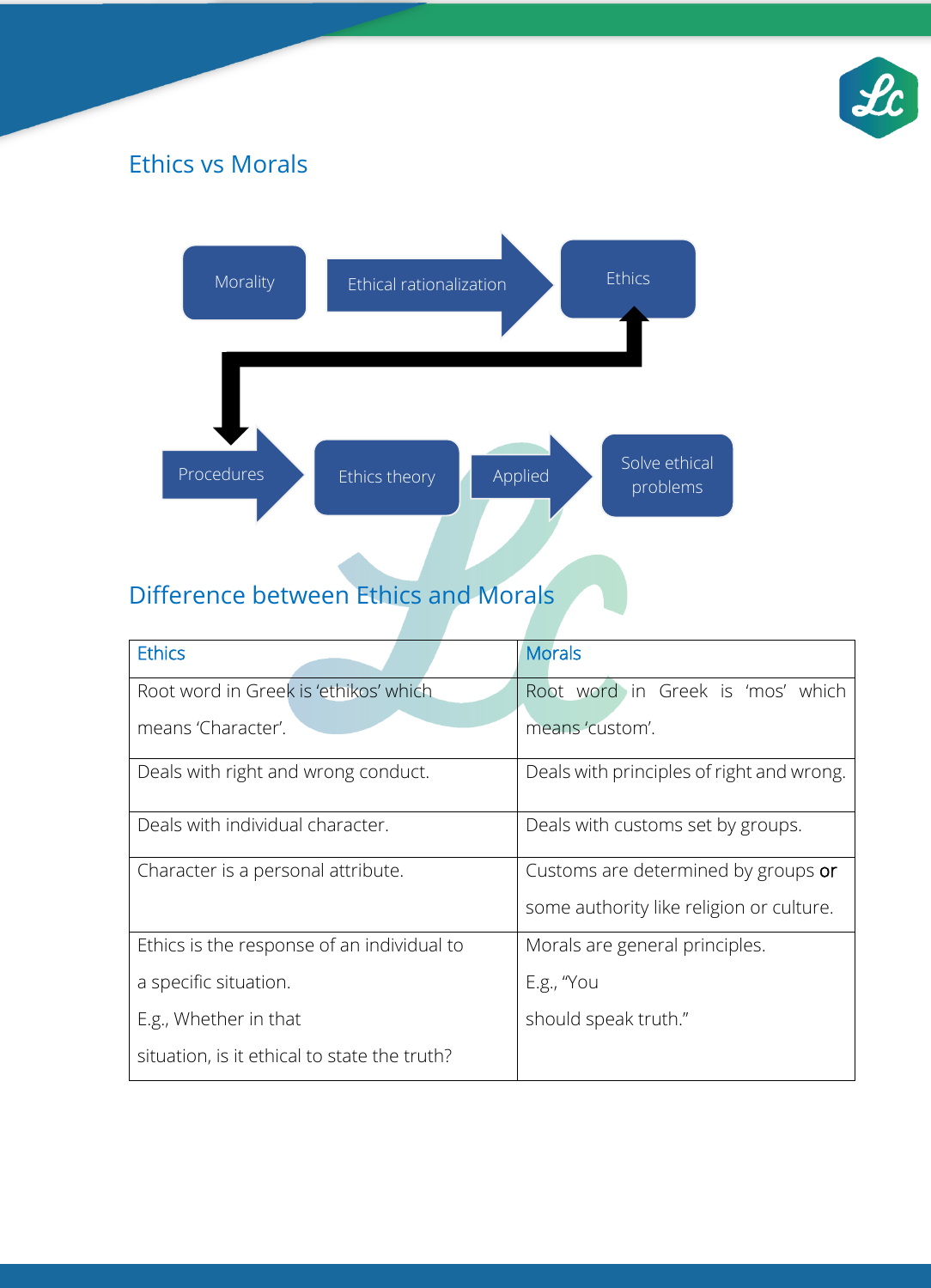## Ethics vs Morals

Morality → Ethical rationalization → Ethics

Procedures → Ethics theory → Applied → Solve ethical problems

## Difference between Ethics and Morals

| Ethics | Morals |
|---|---|
| Root word in Greek is 'ethikos' which means 'Character'. | Root word in Greek is 'mos' which means 'custom'. |
| Deals with right and wrong conduct. | Deals with principles of right and wrong. |
| Deals with individual character. | Deals with customs set by groups. |
| Character is a personal attribute. | Customs are determined by groups or some authority like religion or culture. |
| Ethics is the response of an individual to a specific situation. E.g., Whether in that situation, is it ethical to state the truth? | Morals are general principles. E.g., "You should speak truth." |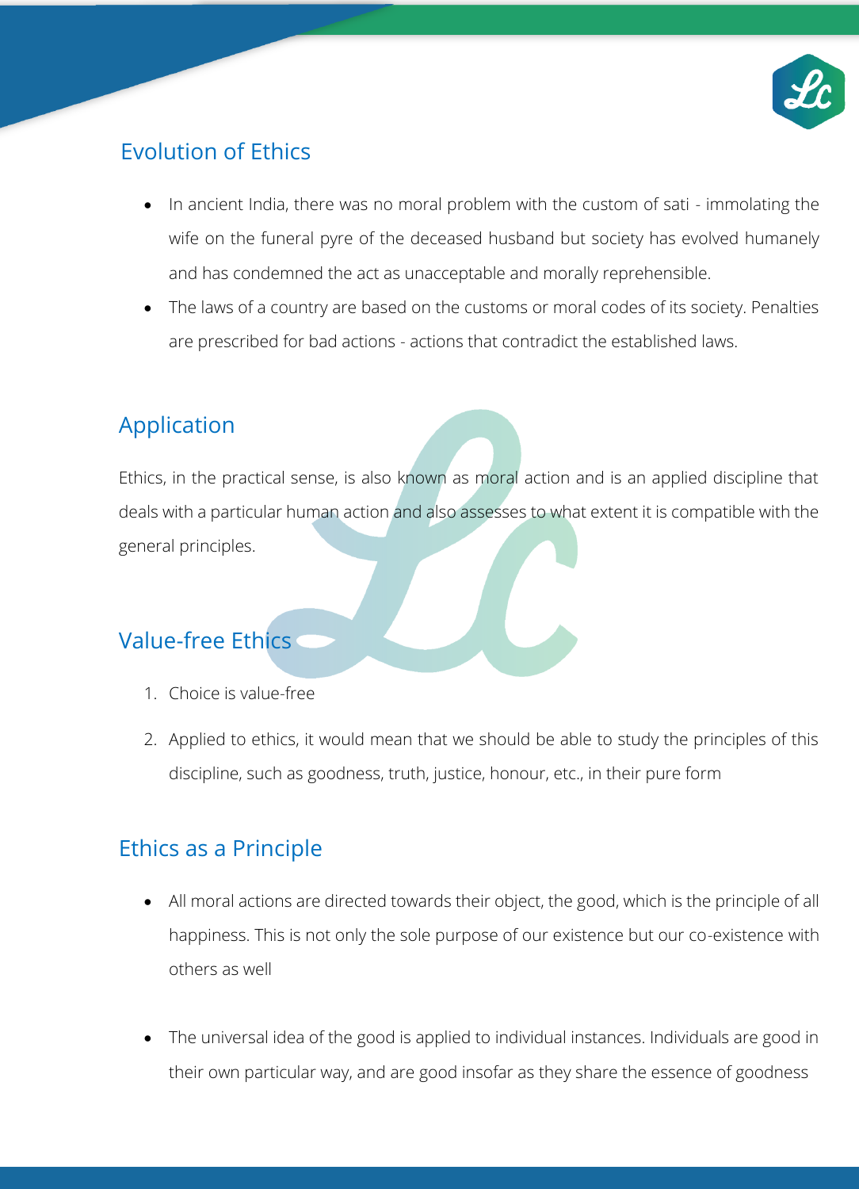## Evolution of Ethics

- In ancient India, there was no moral problem with the custom of sati - immolating the wife on the funeral pyre of the deceased husband but society has evolved humanely and has condemned the act as unacceptable and morally reprehensible.
- The laws of a country are based on the customs or moral codes of its society. Penalties are prescribed for bad actions - actions that contradict the established laws.

## Application

Ethics, in the practical sense, is also known as moral action and is an applied discipline that deals with a particular human action and also assesses to what extent it is compatible with the general principles.

## Value-free Ethics

1. Choice is value-free
2. Applied to ethics, it would mean that we should be able to study the principles of this discipline, such as goodness, truth, justice, honour, etc., in their pure form

## Ethics as a Principle

- All moral actions are directed towards their object, the good, which is the principle of all happiness. This is not only the sole purpose of our existence but our co-existence with others as well

- The universal idea of the good is applied to individual instances. Individuals are good in their own particular way, and are good insofar as they share the essence of goodness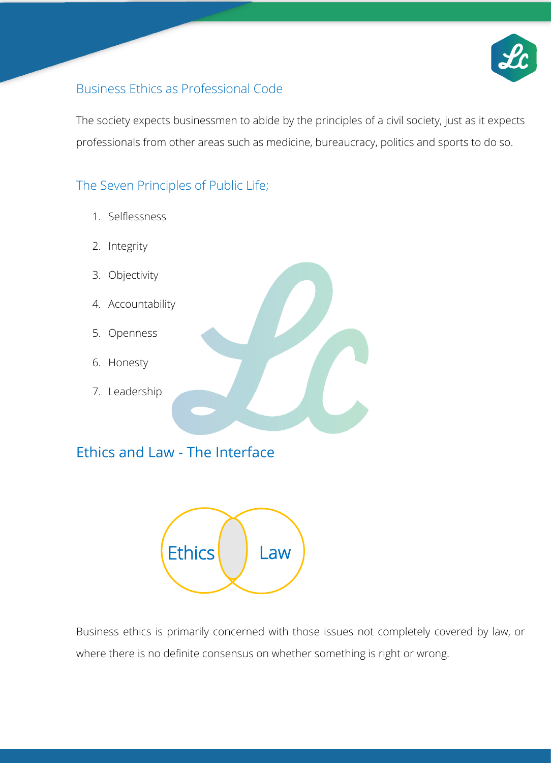## Business Ethics as Professional Code

The society expects businessmen to abide by the principles of a civil society, just as it expects professionals from other areas such as medicine, bureaucracy, politics and sports to do so.

## The Seven Principles of Public Life;

1. Selflessness
2. Integrity
3. Objectivity
4. Accountability
5. Openness
6. Honesty
7. Leadership

## Ethics and Law - The Interface

Ethics

Law

Business ethics is primarily concerned with those issues not completely covered by law, or where there is no definite consensus on whether something is right or wrong.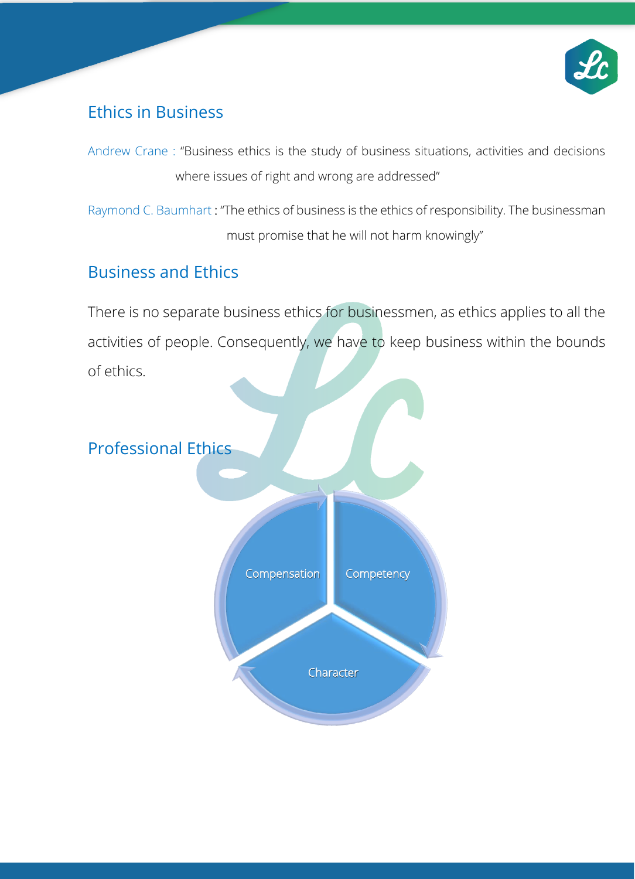## Ethics in Business

Andrew Crane : "Business ethics is the study of business situations, activities and decisions where issues of right and wrong are addressed"

Raymond C. Baumhart : "The ethics of business is the ethics of responsibility. The businessman must promise that he will not harm knowingly"

## Business and Ethics

There is no separate business ethics for businessmen, as ethics applies to all the activities of people. Consequently, we have to keep business within the bounds of ethics.

## Professional Ethics

- Compensation
- Competency
- Character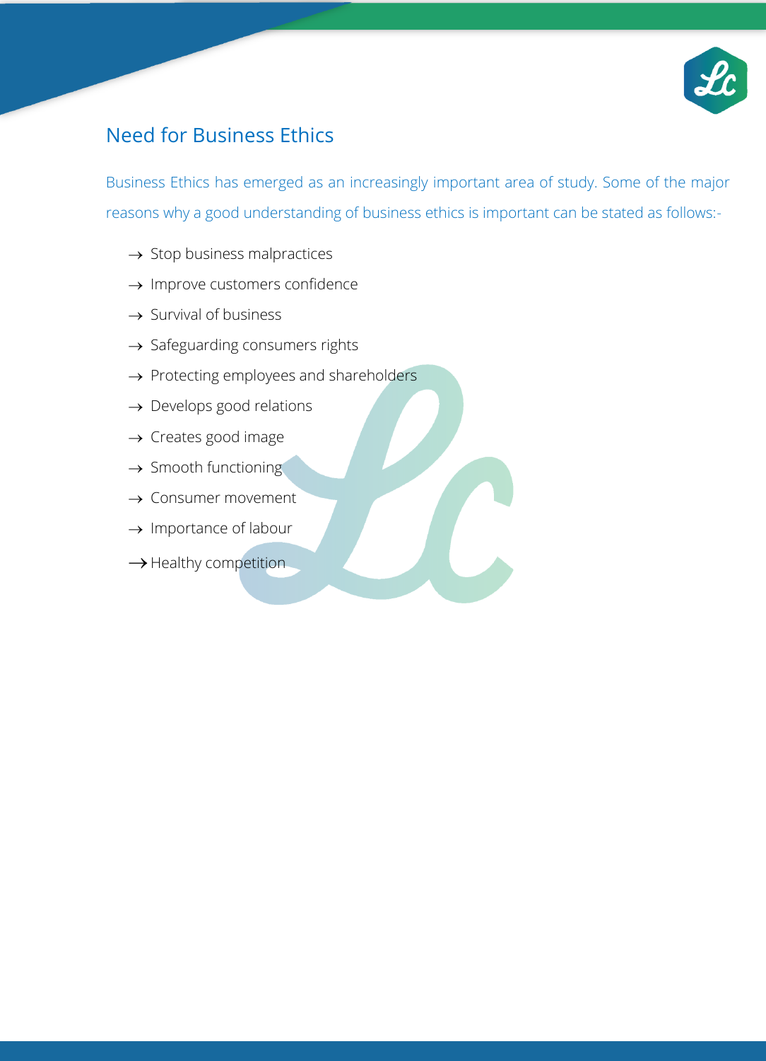## Need for Business Ethics

Business Ethics has emerged as an increasingly important area of study. Some of the major reasons why a good understanding of business ethics is important can be stated as follows:-

→ Stop business malpractices

→ Improve customers confidence

→ Survival of business

→ Safeguarding consumers rights

→ Protecting employees and shareholders

→ Develops good relations

→ Creates good image

→ Smooth functioning

→ Consumer movement

→ Importance of labour

→ Healthy competition